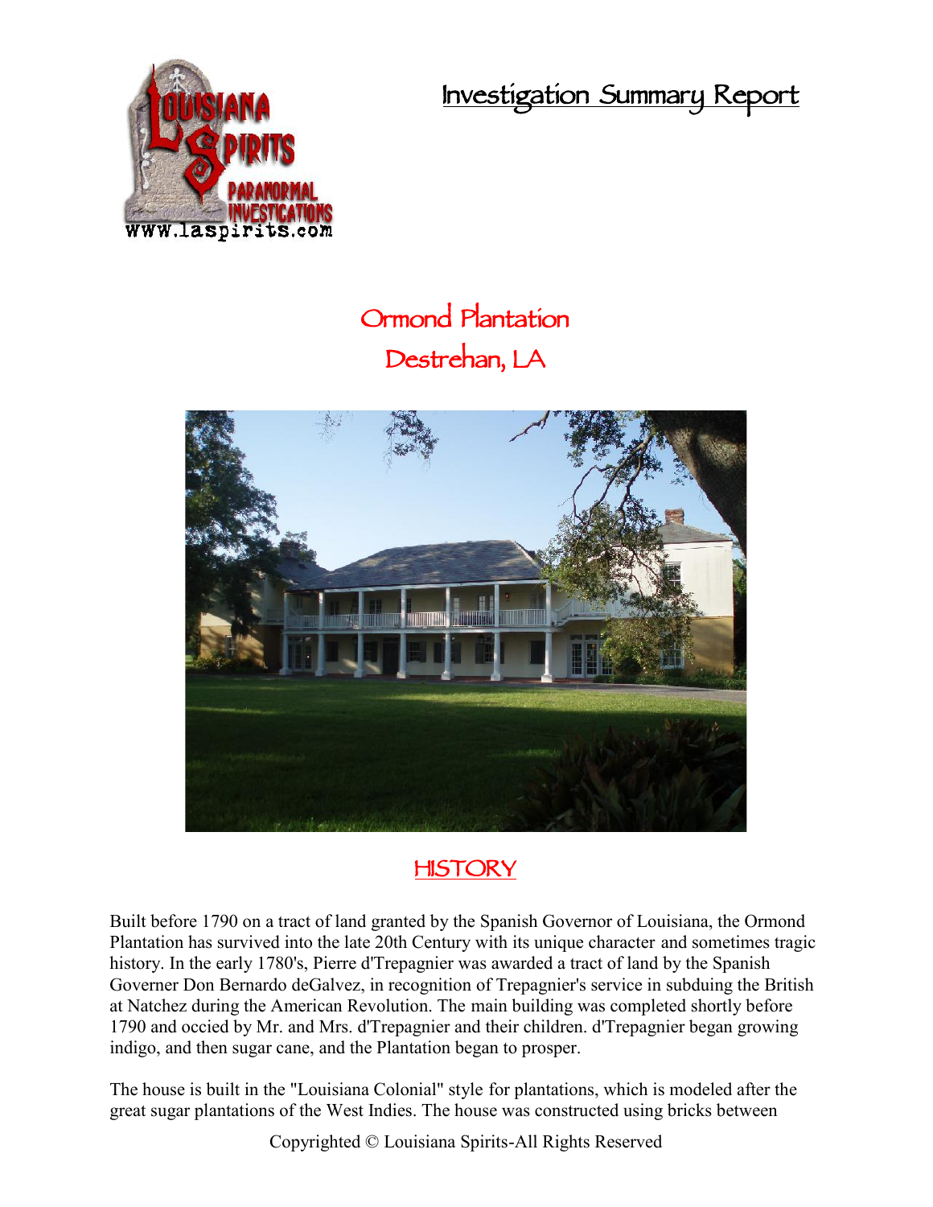# Investigation Summary Report

## Ormond Plantation
## Destrehan, LA

## HISTORY

Built before 1790 on a tract of land granted by the Spanish Governor of Louisiana, the Ormond Plantation has survived into the late 20th Century with its unique character and sometimes tragic history. In the early 1780's, Pierre d'Trepagnier was awarded a tract of land by the Spanish Governer Don Bernardo deGalvez, in recognition of Trepagnier's service in subduing the British at Natchez during the American Revolution. The main building was completed shortly before 1790 and occied by Mr. and Mrs. d'Trepagnier and their children. d'Trepagnier began growing indigo, and then sugar cane, and the Plantation began to prosper.

The house is built in the "Louisiana Colonial" style for plantations, which is modeled after the great sugar plantations of the West Indies. The house was constructed using bricks between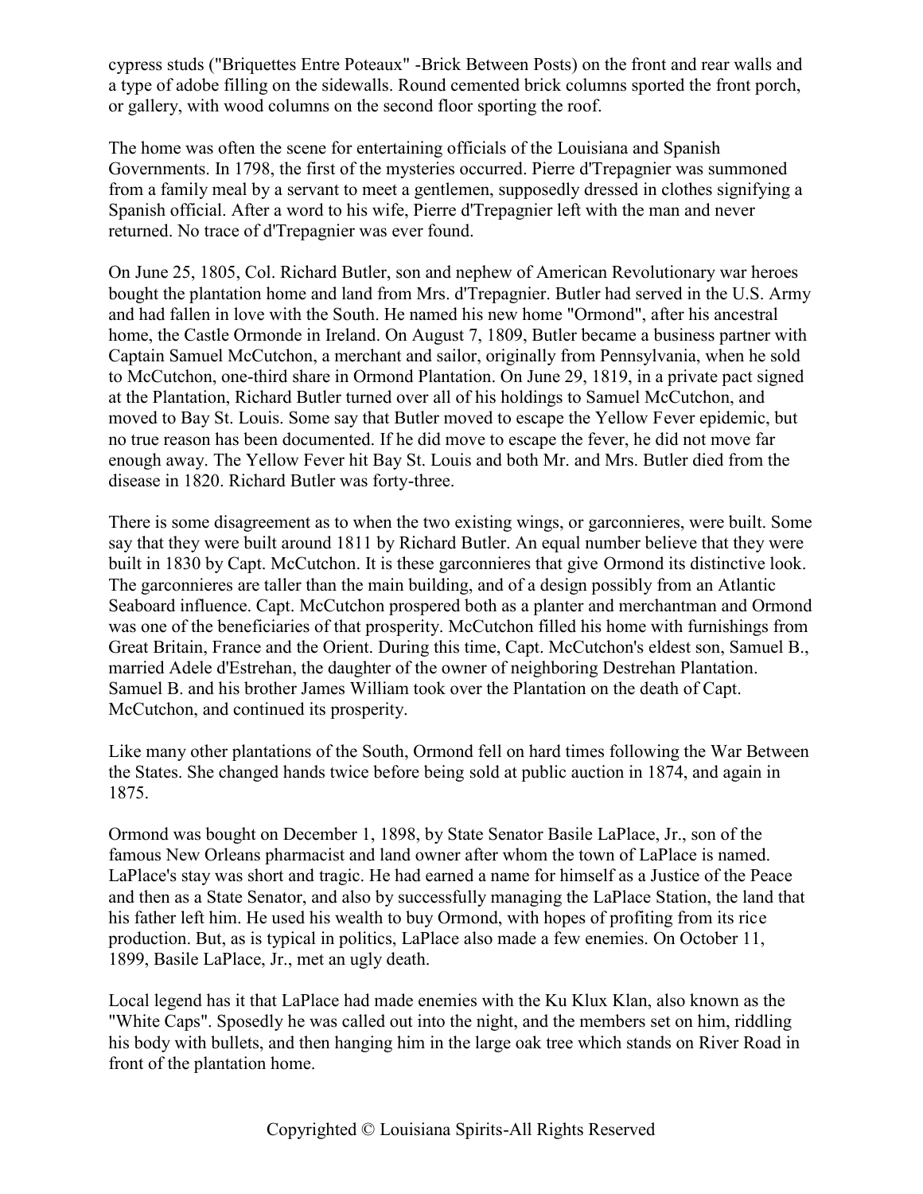cypress studs ("Briquettes Entre Poteaux" -Brick Between Posts) on the front and rear walls and a type of adobe filling on the sidewalls. Round cemented brick columns sported the front porch, or gallery, with wood columns on the second floor sporting the roof.

The home was often the scene for entertaining officials of the Louisiana and Spanish Governments. In 1798, the first of the mysteries occurred. Pierre d'Trepagnier was summoned from a family meal by a servant to meet a gentlemen, supposedly dressed in clothes signifying a Spanish official. After a word to his wife, Pierre d'Trepagnier left with the man and never returned. No trace of d'Trepagnier was ever found.

On June 25, 1805, Col. Richard Butler, son and nephew of American Revolutionary war heroes bought the plantation home and land from Mrs. d'Trepagnier. Butler had served in the U.S. Army and had fallen in love with the South. He named his new home "Ormond", after his ancestral home, the Castle Ormonde in Ireland. On August 7, 1809, Butler became a business partner with Captain Samuel McCutchon, a merchant and sailor, originally from Pennsylvania, when he sold to McCutchon, one-third share in Ormond Plantation. On June 29, 1819, in a private pact signed at the Plantation, Richard Butler turned over all of his holdings to Samuel McCutchon, and moved to Bay St. Louis. Some say that Butler moved to escape the Yellow Fever epidemic, but no true reason has been documented. If he did move to escape the fever, he did not move far enough away. The Yellow Fever hit Bay St. Louis and both Mr. and Mrs. Butler died from the disease in 1820. Richard Butler was forty-three.

There is some disagreement as to when the two existing wings, or garconnieres, were built. Some say that they were built around 1811 by Richard Butler. An equal number believe that they were built in 1830 by Capt. McCutchon. It is these garconnieres that give Ormond its distinctive look. The garconnieres are taller than the main building, and of a design possibly from an Atlantic Seaboard influence. Capt. McCutchon prospered both as a planter and merchantman and Ormond was one of the beneficiaries of that prosperity. McCutchon filled his home with furnishings from Great Britain, France and the Orient. During this time, Capt. McCutchon's eldest son, Samuel B., married Adele d'Estrehan, the daughter of the owner of neighboring Destrehan Plantation. Samuel B. and his brother James William took over the Plantation on the death of Capt. McCutchon, and continued its prosperity.

Like many other plantations of the South, Ormond fell on hard times following the War Between the States. She changed hands twice before being sold at public auction in 1874, and again in 1875.

Ormond was bought on December 1, 1898, by State Senator Basile LaPlace, Jr., son of the famous New Orleans pharmacist and land owner after whom the town of LaPlace is named. LaPlace's stay was short and tragic. He had earned a name for himself as a Justice of the Peace and then as a State Senator, and also by successfully managing the LaPlace Station, the land that his father left him. He used his wealth to buy Ormond, with hopes of profiting from its rice production. But, as is typical in politics, LaPlace also made a few enemies. On October 11, 1899, Basile LaPlace, Jr., met an ugly death.

Local legend has it that LaPlace had made enemies with the Ku Klux Klan, also known as the "White Caps". Sposedly he was called out into the night, and the members set on him, riddling his body with bullets, and then hanging him in the large oak tree which stands on River Road in front of the plantation home.

Copyrighted © Louisiana Spirits-All Rights Reserved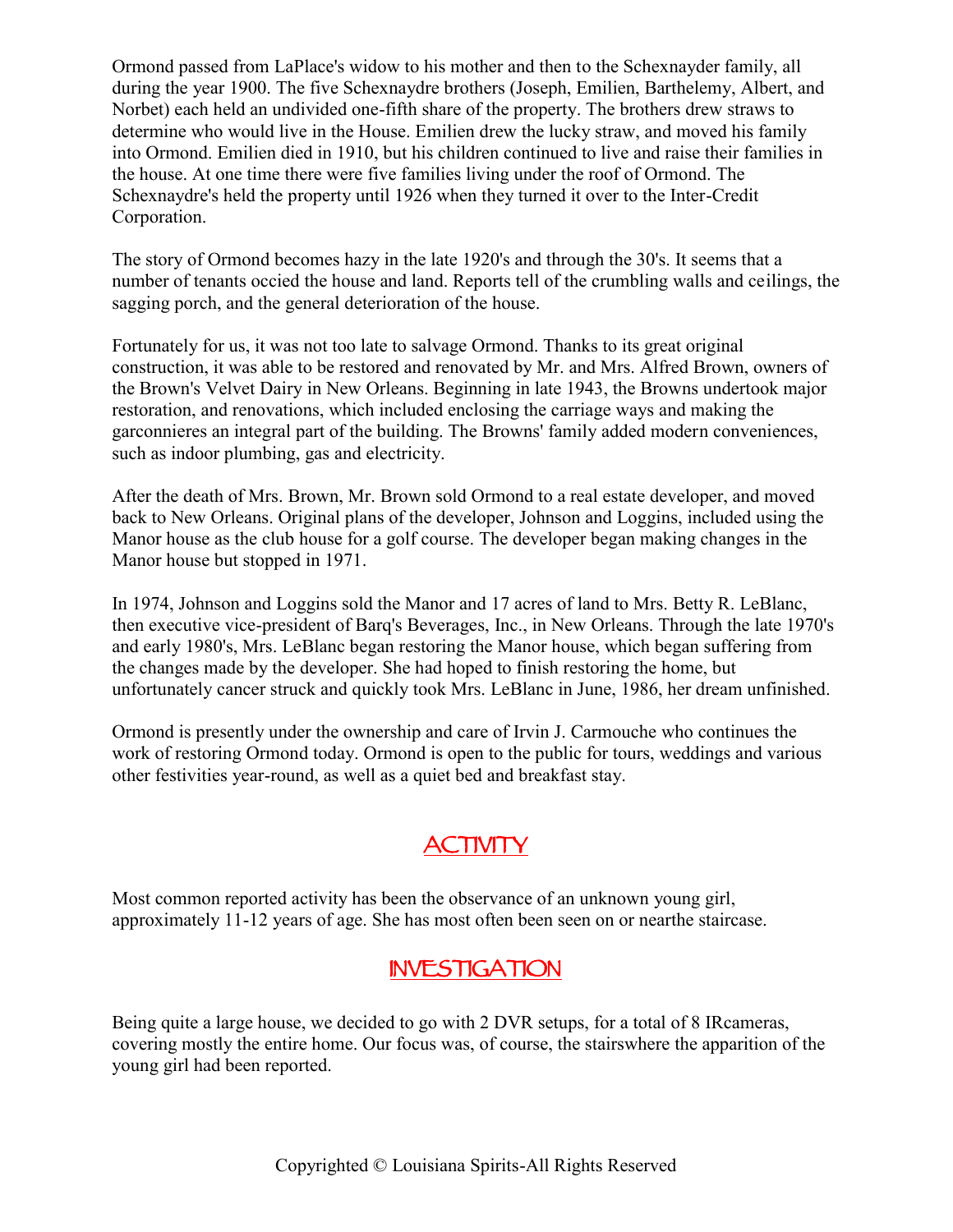Ormond passed from LaPlace's widow to his mother and then to the Schexnayder family, all during the year 1900. The five Schexnaydre brothers (Joseph, Emilien, Barthelemy, Albert, and Norbet) each held an undivided one-fifth share of the property. The brothers drew straws to determine who would live in the House. Emilien drew the lucky straw, and moved his family into Ormond. Emilien died in 1910, but his children continued to live and raise their families in the house. At one time there were five families living under the roof of Ormond. The Schexnaydre's held the property until 1926 when they turned it over to the Inter-Credit Corporation.

The story of Ormond becomes hazy in the late 1920's and through the 30's. It seems that a number of tenants occied the house and land. Reports tell of the crumbling walls and ceilings, the sagging porch, and the general deterioration of the house.

Fortunately for us, it was not too late to salvage Ormond. Thanks to its great original construction, it was able to be restored and renovated by Mr. and Mrs. Alfred Brown, owners of the Brown's Velvet Dairy in New Orleans. Beginning in late 1943, the Browns undertook major restoration, and renovations, which included enclosing the carriage ways and making the garconnieres an integral part of the building. The Browns' family added modern conveniences, such as indoor plumbing, gas and electricity.

After the death of Mrs. Brown, Mr. Brown sold Ormond to a real estate developer, and moved back to New Orleans. Original plans of the developer, Johnson and Loggins, included using the Manor house as the club house for a golf course. The developer began making changes in the Manor house but stopped in 1971.

In 1974, Johnson and Loggins sold the Manor and 17 acres of land to Mrs. Betty R. LeBlanc, then executive vice-president of Barq's Beverages, Inc., in New Orleans. Through the late 1970's and early 1980's, Mrs. LeBlanc began restoring the Manor house, which began suffering from the changes made by the developer. She had hoped to finish restoring the home, but unfortunately cancer struck and quickly took Mrs. LeBlanc in June, 1986, her dream unfinished.

Ormond is presently under the ownership and care of Irvin J. Carmouche who continues the work of restoring Ormond today. Ormond is open to the public for tours, weddings and various other festivities year-round, as well as a quiet bed and breakfast stay.

## ACTIVITY

Most common reported activity has been the observance of an unknown young girl, approximately 11-12 years of age. She has most often been seen on or nearthe staircase.

## INVESTIGATION

Being quite a large house, we decided to go with 2 DVR setups, for a total of 8 IRcameras, covering mostly the entire home. Our focus was, of course, the stairswhere the apparition of the young girl had been reported.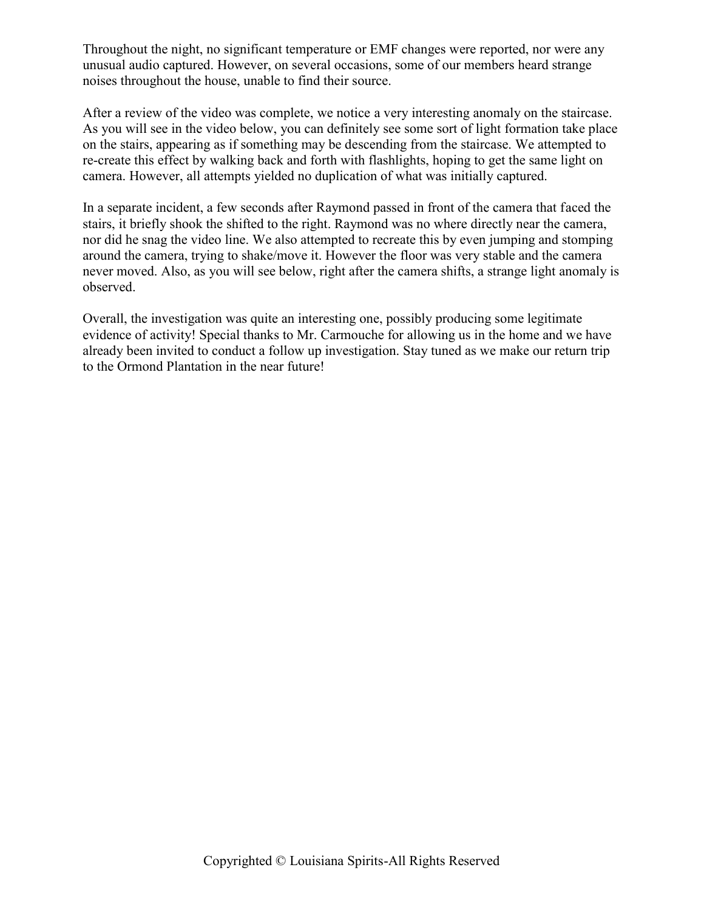Throughout the night, no significant temperature or EMF changes were reported, nor were any unusual audio captured. However, on several occasions, some of our members heard strange noises throughout the house, unable to find their source.

After a review of the video was complete, we notice a very interesting anomaly on the staircase. As you will see in the video below, you can definitely see some sort of light formation take place on the stairs, appearing as if something may be descending from the staircase. We attempted to re-create this effect by walking back and forth with flashlights, hoping to get the same light on camera. However, all attempts yielded no duplication of what was initially captured.

In a separate incident, a few seconds after Raymond passed in front of the camera that faced the stairs, it briefly shook the shifted to the right. Raymond was no where directly near the camera, nor did he snag the video line. We also attempted to recreate this by even jumping and stomping around the camera, trying to shake/move it. However the floor was very stable and the camera never moved. Also, as you will see below, right after the camera shifts, a strange light anomaly is observed.

Overall, the investigation was quite an interesting one, possibly producing some legitimate evidence of activity! Special thanks to Mr. Carmouche for allowing us in the home and we have already been invited to conduct a follow up investigation. Stay tuned as we make our return trip to the Ormond Plantation in the near future!